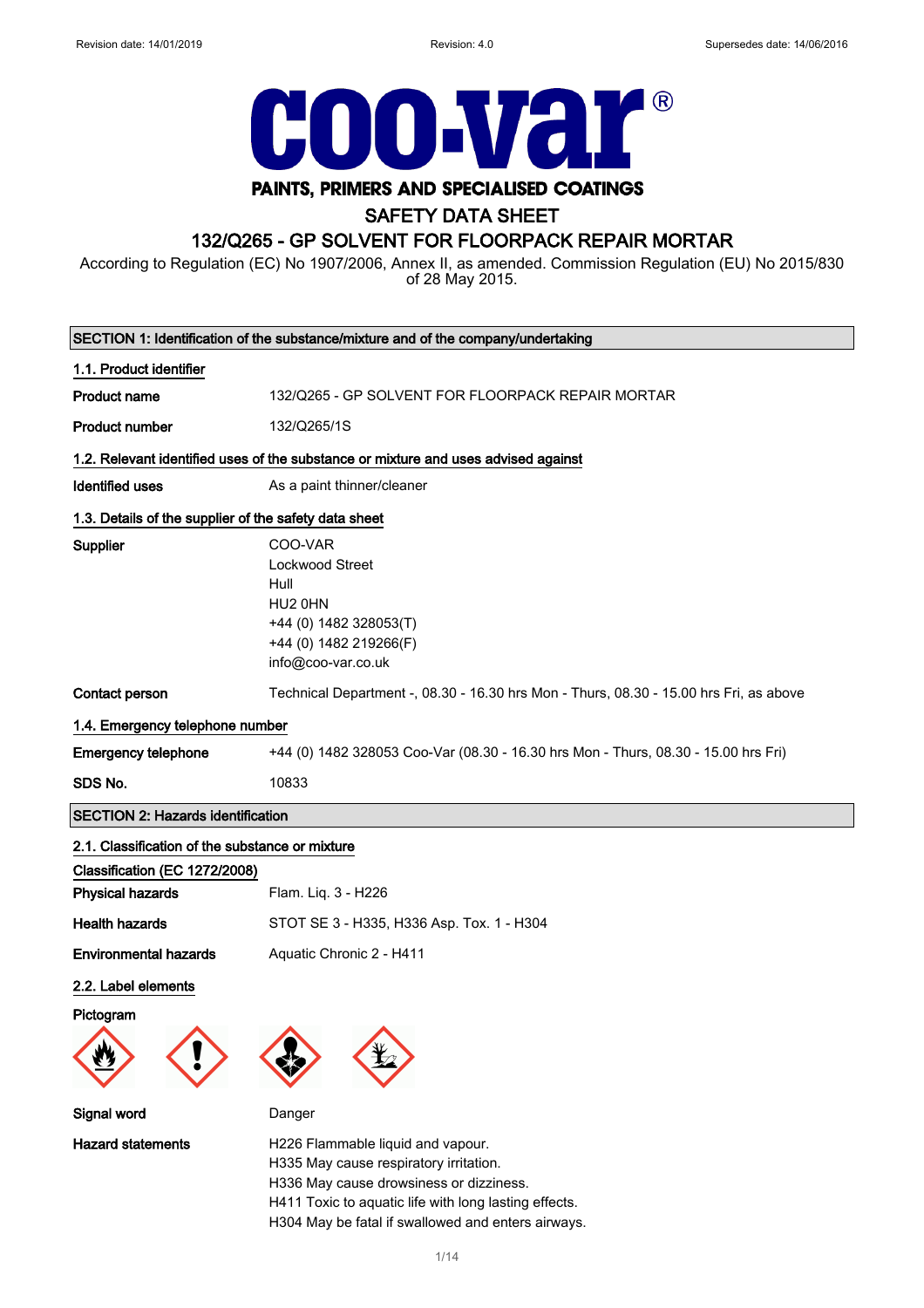Revision date: 14/01/2019 Revision: 4.0 Supersedes date: 14/06/2016

# coo-var®

**PAINTS, PRIMERS AND SPECIALISED COATINGS**

## SAFETY DATA SHEET

## 132/Q265 - GP SOLVENT FOR FLOORPACK REPAIR MORTAR

According to Regulation (EC) No 1907/2006, Annex II, as amended. Commission Regulation (EU) No 2015/830 of 28 May 2015.

### SECTION 1: Identification of the substance/mixture and of the company/undertaking

**1.1. Product identifier**

| | |
|---|---|
| **Product name** | 132/Q265 - GP SOLVENT FOR FLOORPACK REPAIR MORTAR |
| **Product number** | 132/Q265/1S |

**1.2. Relevant identified uses of the substance or mixture and uses advised against**

| | |
|---|---|
| **Identified uses** | As a paint thinner/cleaner |

**1.3. Details of the supplier of the safety data sheet**

| | |
|---|---|
| **Supplier** | COO-VAR<br>Lockwood Street<br>Hull<br>HU2 0HN<br>+44 (0) 1482 328053(T)<br>+44 (0) 1482 219266(F)<br>info@coo-var.co.uk |
| **Contact person** | Technical Department -, 08.30 - 16.30 hrs Mon - Thurs, 08.30 - 15.00 hrs Fri, as above |

**1.4. Emergency telephone number**

| | |
|---|---|
| **Emergency telephone** | +44 (0) 1482 328053 Coo-Var (08.30 - 16.30 hrs Mon - Thurs, 08.30 - 15.00 hrs Fri) |
| **SDS No.** | 10833 |

### SECTION 2: Hazards identification

**2.1. Classification of the substance or mixture**

**Classification (EC 1272/2008)**

| | |
|---|---|
| **Physical hazards** | Flam. Liq. 3 - H226 |
| **Health hazards** | STOT SE 3 - H335, H336 Asp. Tox. 1 - H304 |
| **Environmental hazards** | Aquatic Chronic 2 - H411 |

**2.2. Label elements**

**Pictogram**

| | |
|---|---|
| **Signal word** | Danger |
| **Hazard statements** | H226 Flammable liquid and vapour.<br>H335 May cause respiratory irritation.<br>H336 May cause drowsiness or dizziness.<br>H411 Toxic to aquatic life with long lasting effects.<br>H304 May be fatal if swallowed and enters airways. |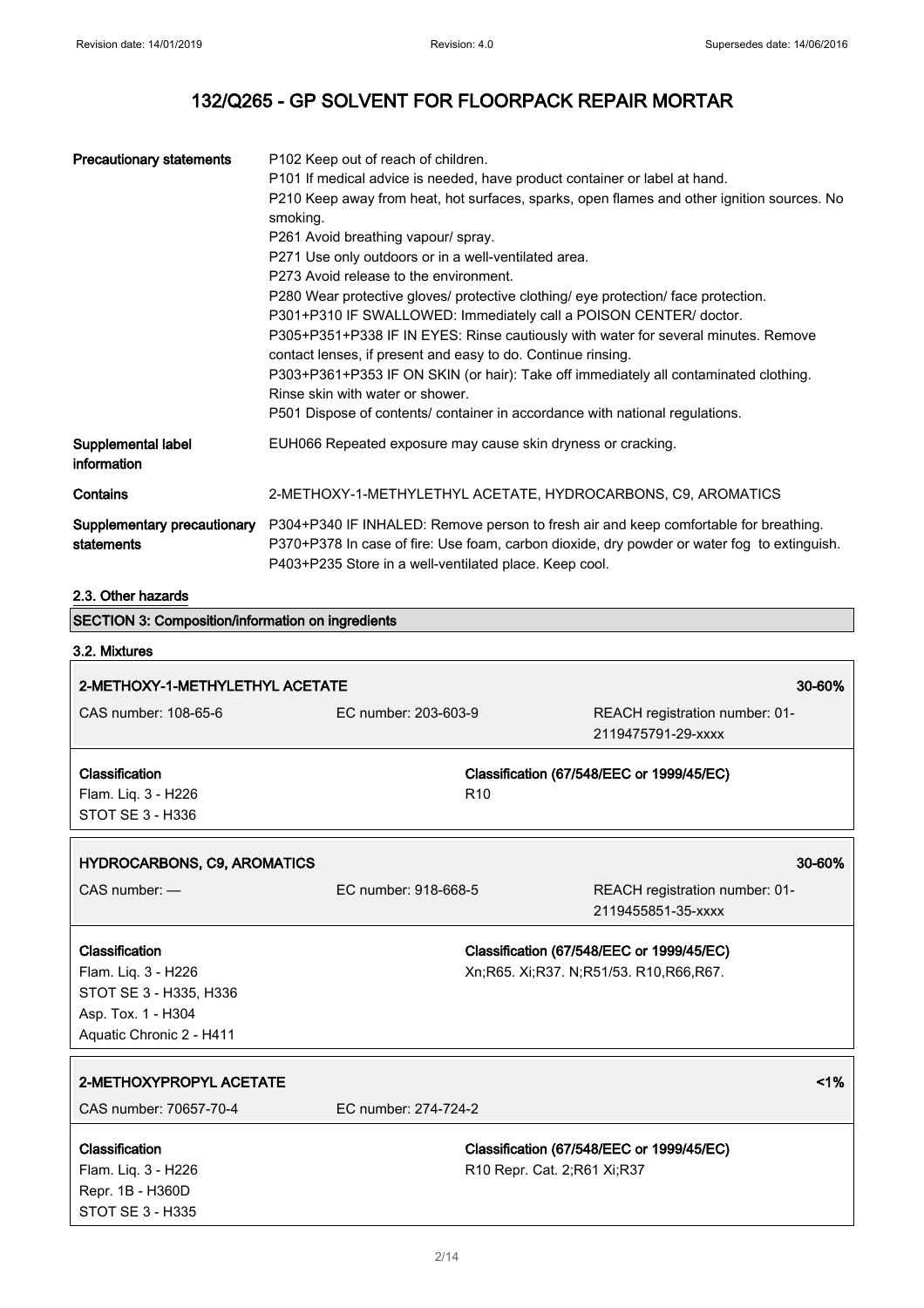| | |
|---|---|
| **Precautionary statements** | P102 Keep out of reach of children.<br>P101 If medical advice is needed, have product container or label at hand.<br>P210 Keep away from heat, hot surfaces, sparks, open flames and other ignition sources. No smoking.<br>P261 Avoid breathing vapour/ spray.<br>P271 Use only outdoors or in a well-ventilated area.<br>P273 Avoid release to the environment.<br>P280 Wear protective gloves/ protective clothing/ eye protection/ face protection.<br>P301+P310 IF SWALLOWED: Immediately call a POISON CENTER/ doctor.<br>P305+P351+P338 IF IN EYES: Rinse cautiously with water for several minutes. Remove contact lenses, if present and easy to do. Continue rinsing.<br>P303+P361+P353 IF ON SKIN (or hair): Take off immediately all contaminated clothing. Rinse skin with water or shower.<br>P501 Dispose of contents/ container in accordance with national regulations. |
| **Supplemental label information** | EUH066 Repeated exposure may cause skin dryness or cracking. |
| **Contains** | 2-METHOXY-1-METHYLETHYL ACETATE, HYDROCARBONS, C9, AROMATICS |
| **Supplementary precautionary statements** | P304+P340 IF INHALED: Remove person to fresh air and keep comfortable for breathing.<br>P370+P378 In case of fire: Use foam, carbon dioxide, dry powder or water fog to extinguish.<br>P403+P235 Store in a well-ventilated place. Keep cool. |

### 2.3. Other hazards

## SECTION 3: Composition/information on ingredients

### 3.2. Mixtures

| **2-METHOXY-1-METHYLETHYL ACETATE** | | **30-60%** |
|---|---|---|
| CAS number: 108-65-6 | EC number: 203-603-9 | REACH registration number: 01-2119475791-29-xxxx |
| **Classification**<br>Flam. Liq. 3 - H226<br>STOT SE 3 - H336 | **Classification (67/548/EEC or 1999/45/EC)**<br>R10 | |

| **HYDROCARBONS, C9, AROMATICS** | | **30-60%** |
|---|---|---|
| CAS number: — | EC number: 918-668-5 | REACH registration number: 01-2119455851-35-xxxx |
| **Classification**<br>Flam. Liq. 3 - H226<br>STOT SE 3 - H335, H336<br>Asp. Tox. 1 - H304<br>Aquatic Chronic 2 - H411 | **Classification (67/548/EEC or 1999/45/EC)**<br>Xn;R65. Xi;R37. N;R51/53. R10,R66,R67. | |

| **2-METHOXYPROPYL ACETATE** | | **<1%** |
|---|---|---|
| CAS number: 70657-70-4 | EC number: 274-724-2 | |
| **Classification**<br>Flam. Liq. 3 - H226<br>Repr. 1B - H360D<br>STOT SE 3 - H335 | **Classification (67/548/EEC or 1999/45/EC)**<br>R10 Repr. Cat. 2;R61 Xi;R37 | |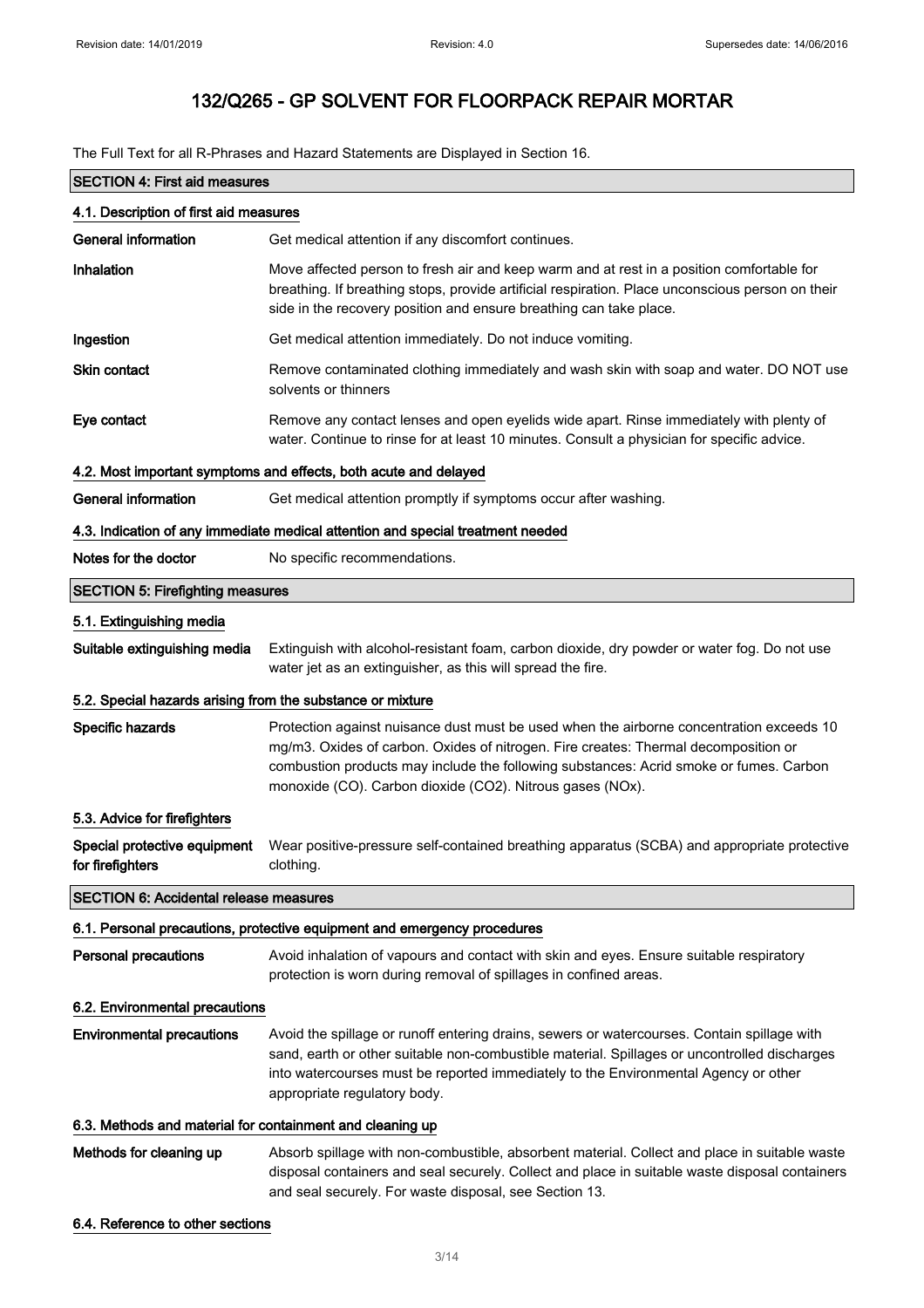# 132/Q265 - GP SOLVENT FOR FLOORPACK REPAIR MORTAR

The Full Text for all R-Phrases and Hazard Statements are Displayed in Section 16.

## SECTION 4: First aid measures

### 4.1. Description of first aid measures

**General information** Get medical attention if any discomfort continues.

**Inhalation** Move affected person to fresh air and keep warm and at rest in a position comfortable for breathing. If breathing stops, provide artificial respiration. Place unconscious person on their side in the recovery position and ensure breathing can take place.

**Ingestion** Get medical attention immediately. Do not induce vomiting.

**Skin contact** Remove contaminated clothing immediately and wash skin with soap and water. DO NOT use solvents or thinners

**Eye contact** Remove any contact lenses and open eyelids wide apart. Rinse immediately with plenty of water. Continue to rinse for at least 10 minutes. Consult a physician for specific advice.

### 4.2. Most important symptoms and effects, both acute and delayed

**General information** Get medical attention promptly if symptoms occur after washing.

### 4.3. Indication of any immediate medical attention and special treatment needed

**Notes for the doctor** No specific recommendations.

## SECTION 5: Firefighting measures

### 5.1. Extinguishing media

**Suitable extinguishing media** Extinguish with alcohol-resistant foam, carbon dioxide, dry powder or water fog. Do not use water jet as an extinguisher, as this will spread the fire.

### 5.2. Special hazards arising from the substance or mixture

**Specific hazards** Protection against nuisance dust must be used when the airborne concentration exceeds 10 mg/m3. Oxides of carbon. Oxides of nitrogen. Fire creates: Thermal decomposition or combustion products may include the following substances: Acrid smoke or fumes. Carbon monoxide (CO). Carbon dioxide ($CO_2$). Nitrous gases ($NO_x$).

### 5.3. Advice for firefighters

**Special protective equipment for firefighters** Wear positive-pressure self-contained breathing apparatus (SCBA) and appropriate protective clothing.

## SECTION 6: Accidental release measures

### 6.1. Personal precautions, protective equipment and emergency procedures

**Personal precautions** Avoid inhalation of vapours and contact with skin and eyes. Ensure suitable respiratory protection is worn during removal of spillages in confined areas.

### 6.2. Environmental precautions

**Environmental precautions** Avoid the spillage or runoff entering drains, sewers or watercourses. Contain spillage with sand, earth or other suitable non-combustible material. Spillages or uncontrolled discharges into watercourses must be reported immediately to the Environmental Agency or other appropriate regulatory body.

### 6.3. Methods and material for containment and cleaning up

**Methods for cleaning up** Absorb spillage with non-combustible, absorbent material. Collect and place in suitable waste disposal containers and seal securely. Collect and place in suitable waste disposal containers and seal securely. For waste disposal, see Section 13.

### 6.4. Reference to other sections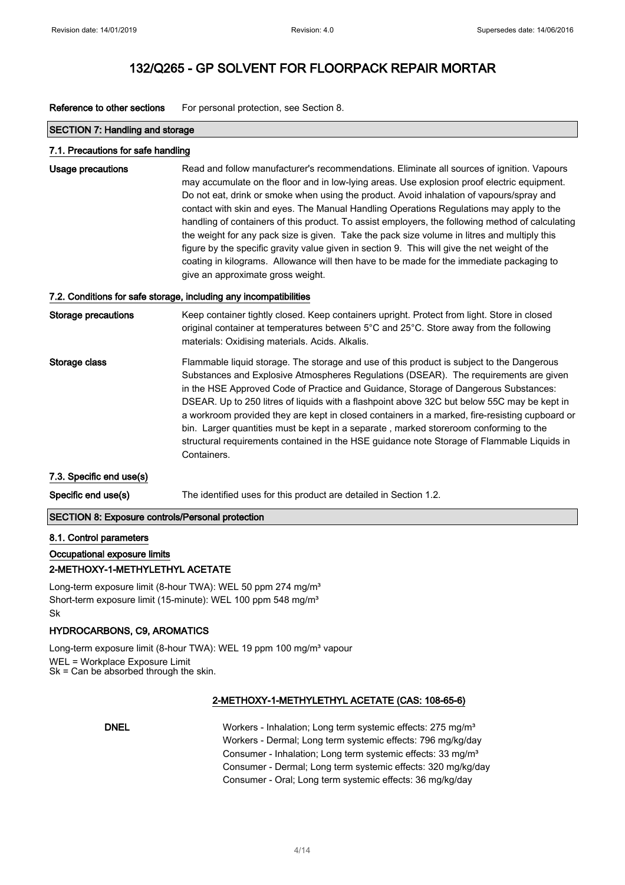**Reference to other sections** For personal protection, see Section 8.

## SECTION 7: Handling and storage

### 7.1. Precautions for safe handling

**Usage precautions** Read and follow manufacturer's recommendations. Eliminate all sources of ignition. Vapours may accumulate on the floor and in low-lying areas. Use explosion proof electric equipment. Do not eat, drink or smoke when using the product. Avoid inhalation of vapours/spray and contact with skin and eyes. The Manual Handling Operations Regulations may apply to the handling of containers of this product. To assist employers, the following method of calculating the weight for any pack size is given. Take the pack size volume in litres and multiply this figure by the specific gravity value given in section 9. This will give the net weight of the coating in kilograms. Allowance will then have to be made for the immediate packaging to give an approximate gross weight.

### 7.2. Conditions for safe storage, including any incompatibilities

**Storage precautions** Keep container tightly closed. Keep containers upright. Protect from light. Store in closed original container at temperatures between 5°C and 25°C. Store away from the following materials: Oxidising materials. Acids. Alkalis.

**Storage class** Flammable liquid storage. The storage and use of this product is subject to the Dangerous Substances and Explosive Atmospheres Regulations (DSEAR). The requirements are given in the HSE Approved Code of Practice and Guidance, Storage of Dangerous Substances: DSEAR. Up to 250 litres of liquids with a flashpoint above 32C but below 55C may be kept in a workroom provided they are kept in closed containers in a marked, fire-resisting cupboard or bin. Larger quantities must be kept in a separate , marked storeroom conforming to the structural requirements contained in the HSE guidance note Storage of Flammable Liquids in Containers.

### 7.3. Specific end use(s)

**Specific end use(s)** The identified uses for this product are detailed in Section 1.2.

## SECTION 8: Exposure controls/Personal protection

### 8.1. Control parameters

**Occupational exposure limits**

**2-METHOXY-1-METHYLETHYL ACETATE**

Long-term exposure limit (8-hour TWA): WEL 50 ppm 274 mg/m³
Short-term exposure limit (15-minute): WEL 100 ppm 548 mg/m³
Sk

**HYDROCARBONS, C9, AROMATICS**

Long-term exposure limit (8-hour TWA): WEL 19 ppm 100 mg/m³ vapour
WEL = Workplace Exposure Limit
Sk = Can be absorbed through the skin.

**2-METHOXY-1-METHYLETHYL ACETATE (CAS: 108-65-6)**

**DNEL**
Workers - Inhalation; Long term systemic effects: 275 mg/m³
Workers - Dermal; Long term systemic effects: 796 mg/kg/day
Consumer - Inhalation; Long term systemic effects: 33 mg/m³
Consumer - Dermal; Long term systemic effects: 320 mg/kg/day
Consumer - Oral; Long term systemic effects: 36 mg/kg/day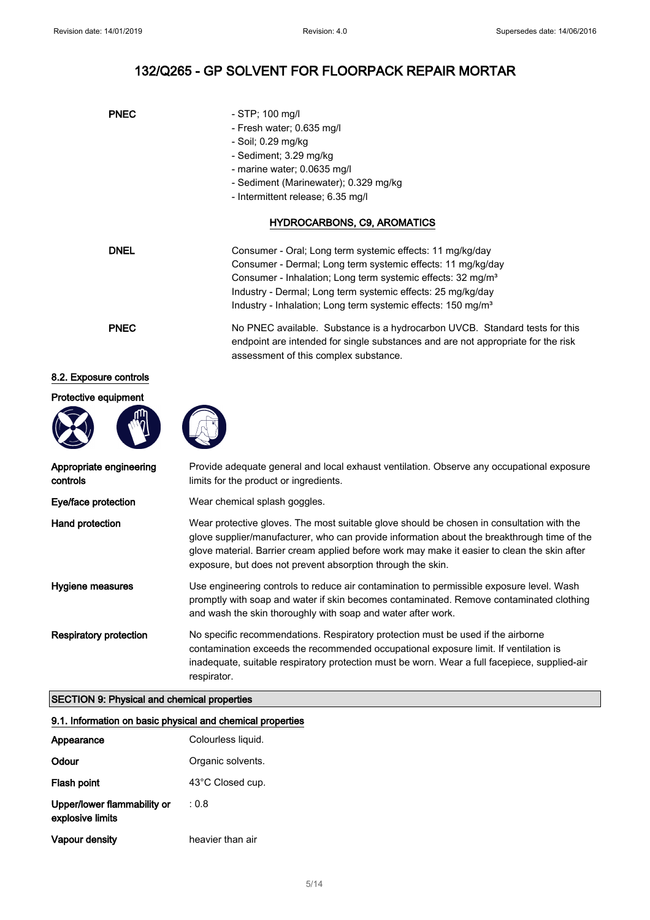# 132/Q265 - GP SOLVENT FOR FLOORPACK REPAIR MORTAR

**PNEC**

- STP; 100 mg/l
- Fresh water; 0.635 mg/l
- Soil; 0.29 mg/kg
- Sediment; 3.29 mg/kg
- marine water; 0.0635 mg/l
- Sediment (Marinewater); 0.329 mg/kg
- Intermittent release; 6.35 mg/l

**HYDROCARBONS, C9, AROMATICS**

**DNEL**

Consumer - Oral; Long term systemic effects: 11 mg/kg/day
Consumer - Dermal; Long term systemic effects: 11 mg/kg/day
Consumer - Inhalation; Long term systemic effects: 32 mg/m³
Industry - Dermal; Long term systemic effects: 25 mg/kg/day
Industry - Inhalation; Long term systemic effects: 150 mg/m³

**PNEC**

No PNEC available. Substance is a hydrocarbon UVCB. Standard tests for this endpoint are intended for single substances and are not appropriate for the risk assessment of this complex substance.

### 8.2. Exposure controls

**Protective equipment**

| | |
|---|---|
| **Appropriate engineering controls** | Provide adequate general and local exhaust ventilation. Observe any occupational exposure limits for the product or ingredients. |
| **Eye/face protection** | Wear chemical splash goggles. |
| **Hand protection** | Wear protective gloves. The most suitable glove should be chosen in consultation with the glove supplier/manufacturer, who can provide information about the breakthrough time of the glove material. Barrier cream applied before work may make it easier to clean the skin after exposure, but does not prevent absorption through the skin. |
| **Hygiene measures** | Use engineering controls to reduce air contamination to permissible exposure level. Wash promptly with soap and water if skin becomes contaminated. Remove contaminated clothing and wash the skin thoroughly with soap and water after work. |
| **Respiratory protection** | No specific recommendations. Respiratory protection must be used if the airborne contamination exceeds the recommended occupational exposure limit. If ventilation is inadequate, suitable respiratory protection must be worn. Wear a full facepiece, supplied-air respirator. |

## SECTION 9: Physical and chemical properties

### 9.1. Information on basic physical and chemical properties

| | |
|---|---|
| **Appearance** | Colourless liquid. |
| **Odour** | Organic solvents. |
| **Flash point** | 43°C Closed cup. |
| **Upper/lower flammability or explosive limits** | : 0.8 |
| **Vapour density** | heavier than air |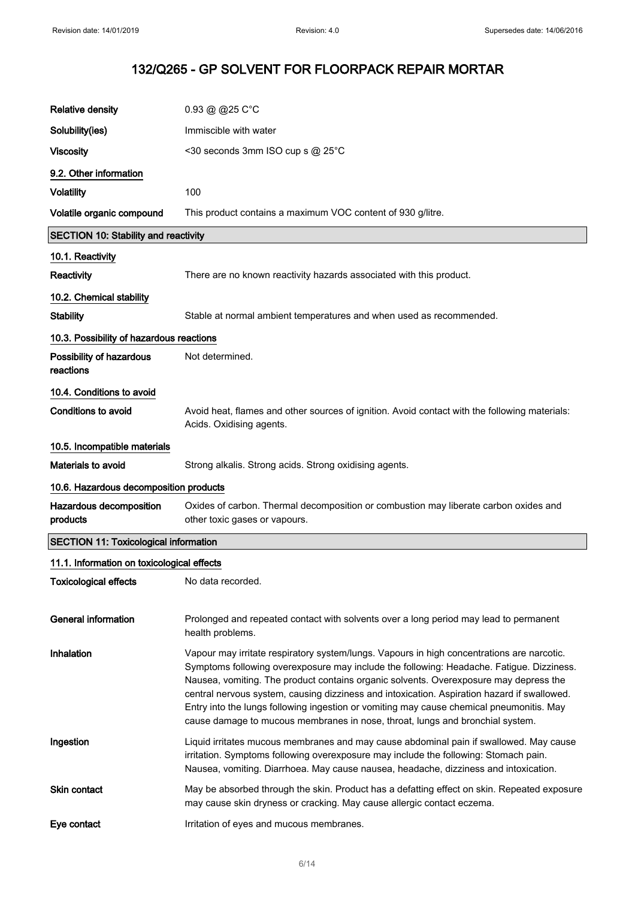# 132/Q265 - GP SOLVENT FOR FLOORPACK REPAIR MORTAR

| | |
|---|---|
| **Relative density** | 0.93 @ @25 C°C |
| **Solubility(ies)** | Immiscible with water |
| **Viscosity** | <30 seconds 3mm ISO cup s @ 25°C |

### 9.2. Other information

| | |
|---|---|
| **Volatility** | 100 |
| **Volatile organic compound** | This product contains a maximum VOC content of 930 g/litre. |

## SECTION 10: Stability and reactivity

### 10.1. Reactivity

**Reactivity** There are no known reactivity hazards associated with this product.

### 10.2. Chemical stability

**Stability** Stable at normal ambient temperatures and when used as recommended.

### 10.3. Possibility of hazardous reactions

**Possibility of hazardous reactions** Not determined.

### 10.4. Conditions to avoid

**Conditions to avoid** Avoid heat, flames and other sources of ignition. Avoid contact with the following materials: Acids. Oxidising agents.

### 10.5. Incompatible materials

**Materials to avoid** Strong alkalis. Strong acids. Strong oxidising agents.

### 10.6. Hazardous decomposition products

**Hazardous decomposition products** Oxides of carbon. Thermal decomposition or combustion may liberate carbon oxides and other toxic gases or vapours.

## SECTION 11: Toxicological information

### 11.1. Information on toxicological effects

**Toxicological effects** No data recorded.

**General information** Prolonged and repeated contact with solvents over a long period may lead to permanent health problems.

**Inhalation** Vapour may irritate respiratory system/lungs. Vapours in high concentrations are narcotic. Symptoms following overexposure may include the following: Headache. Fatigue. Dizziness. Nausea, vomiting. The product contains organic solvents. Overexposure may depress the central nervous system, causing dizziness and intoxication. Aspiration hazard if swallowed. Entry into the lungs following ingestion or vomiting may cause chemical pneumonitis. May cause damage to mucous membranes in nose, throat, lungs and bronchial system.

**Ingestion** Liquid irritates mucous membranes and may cause abdominal pain if swallowed. May cause irritation. Symptoms following overexposure may include the following: Stomach pain. Nausea, vomiting. Diarrhoea. May cause nausea, headache, dizziness and intoxication.

**Skin contact** May be absorbed through the skin. Product has a defatting effect on skin. Repeated exposure may cause skin dryness or cracking. May cause allergic contact eczema.

**Eye contact** Irritation of eyes and mucous membranes.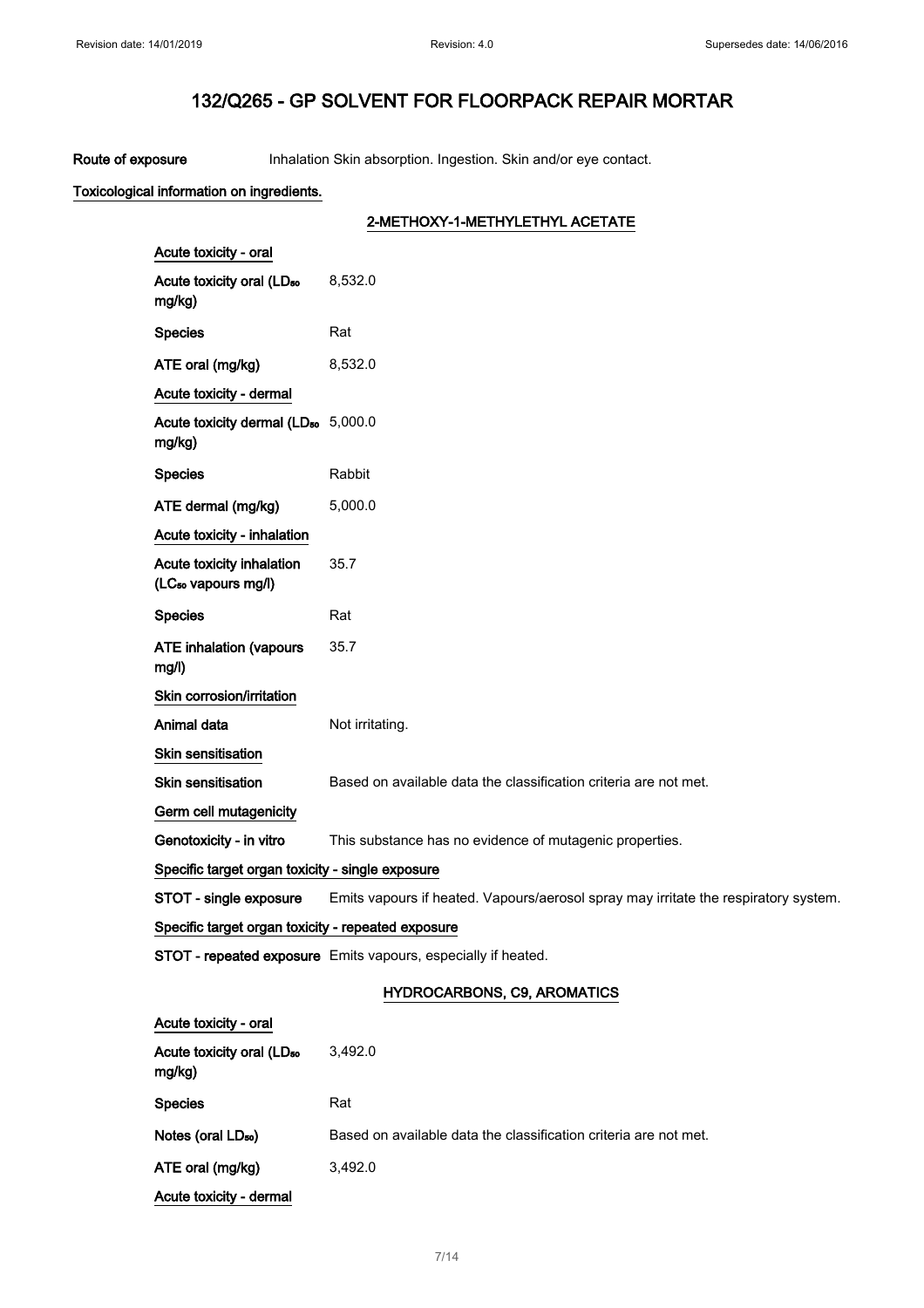# 132/Q265 - GP SOLVENT FOR FLOORPACK REPAIR MORTAR

**Route of exposure** Inhalation Skin absorption. Ingestion. Skin and/or eye contact.

**Toxicological information on ingredients.**

### 2-METHOXY-1-METHYLETHYL ACETATE

**Acute toxicity - oral**

| | |
|---|---|
| Acute toxicity oral ($LD_{50}$ mg/kg) | 8,532.0 |
| Species | Rat |
| ATE oral (mg/kg) | 8,532.0 |

**Acute toxicity - dermal**

| | |
|---|---|
| Acute toxicity dermal ($LD_{50}$ mg/kg) | 5,000.0 |
| Species | Rabbit |
| ATE dermal (mg/kg) | 5,000.0 |

**Acute toxicity - inhalation**

| | |
|---|---|
| Acute toxicity inhalation ($LC_{50}$ vapours mg/l) | 35.7 |
| Species | Rat |
| ATE inhalation (vapours mg/l) | 35.7 |

**Skin corrosion/irritation**

| | |
|---|---|
| Animal data | Not irritating. |

**Skin sensitisation**

| | |
|---|---|
| Skin sensitisation | Based on available data the classification criteria are not met. |

**Germ cell mutagenicity**

| | |
|---|---|
| Genotoxicity - in vitro | This substance has no evidence of mutagenic properties. |

**Specific target organ toxicity - single exposure**

| | |
|---|---|
| STOT - single exposure | Emits vapours if heated. Vapours/aerosol spray may irritate the respiratory system. |

**Specific target organ toxicity - repeated exposure**

| | |
|---|---|
| STOT - repeated exposure | Emits vapours, especially if heated. |

### HYDROCARBONS, C9, AROMATICS

**Acute toxicity - oral**

| | |
|---|---|
| Acute toxicity oral ($LD_{50}$ mg/kg) | 3,492.0 |
| Species | Rat |
| Notes (oral $LD_{50}$) | Based on available data the classification criteria are not met. |
| ATE oral (mg/kg) | 3,492.0 |

**Acute toxicity - dermal**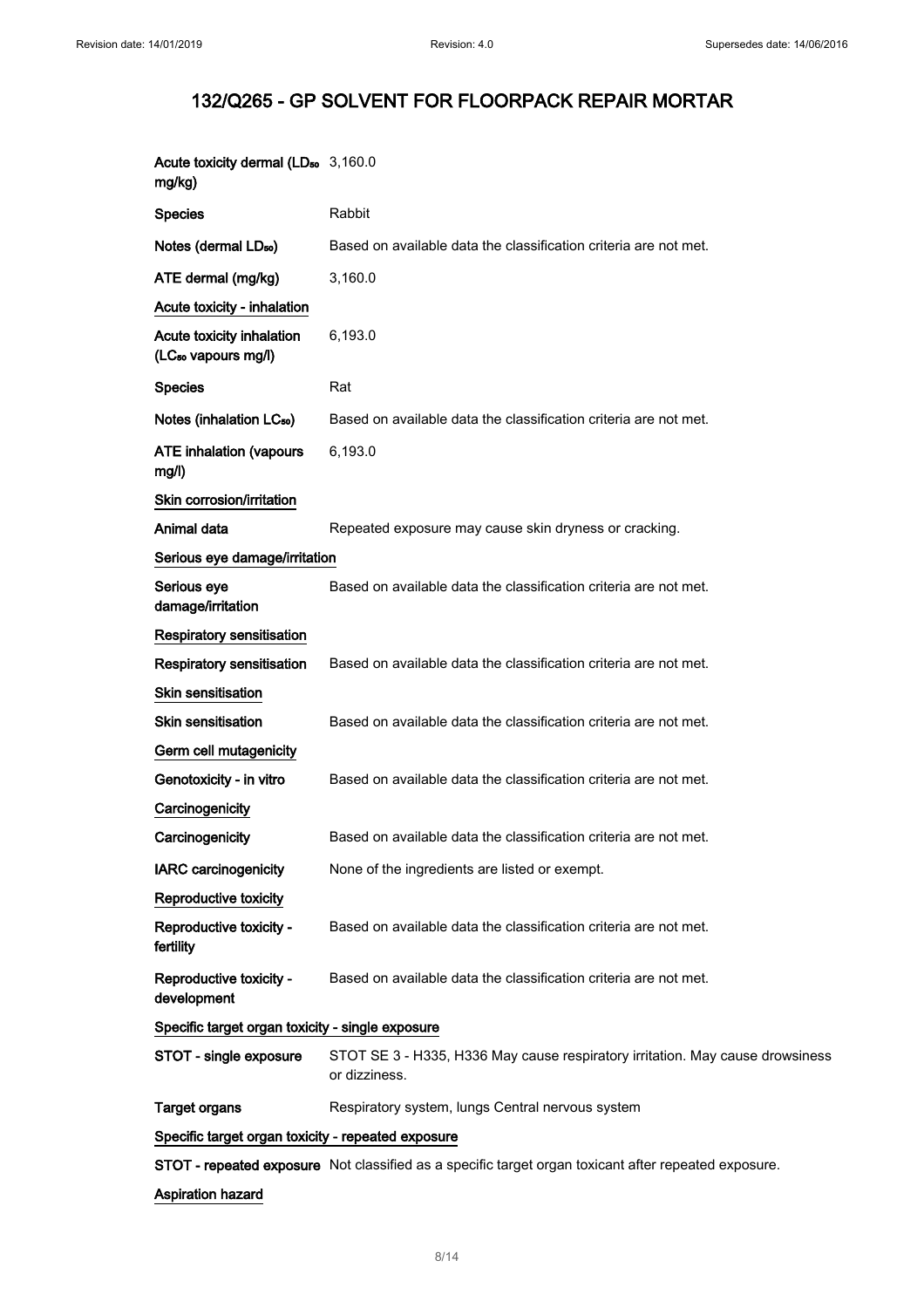# 132/Q265 - GP SOLVENT FOR FLOORPACK REPAIR MORTAR

**Acute toxicity dermal ($LD_{50}$ mg/kg)** 3,160.0

**Species** Rabbit

**Notes (dermal $LD_{50}$)** Based on available data the classification criteria are not met.

**ATE dermal (mg/kg)** 3,160.0

**Acute toxicity - inhalation**

**Acute toxicity inhalation ($LC_{50}$ vapours mg/l)** 6,193.0

**Species** Rat

**Notes (inhalation $LC_{50}$)** Based on available data the classification criteria are not met.

**ATE inhalation (vapours mg/l)** 6,193.0

**Skin corrosion/irritation**

**Animal data** Repeated exposure may cause skin dryness or cracking.

**Serious eye damage/irritation**

**Serious eye damage/irritation** Based on available data the classification criteria are not met.

**Respiratory sensitisation**

**Respiratory sensitisation** Based on available data the classification criteria are not met.

**Skin sensitisation**

**Skin sensitisation** Based on available data the classification criteria are not met.

**Germ cell mutagenicity**

**Genotoxicity - in vitro** Based on available data the classification criteria are not met.

**Carcinogenicity**

**Carcinogenicity** Based on available data the classification criteria are not met.

**IARC carcinogenicity** None of the ingredients are listed or exempt.

**Reproductive toxicity**

**Reproductive toxicity - fertility** Based on available data the classification criteria are not met.

**Reproductive toxicity - development** Based on available data the classification criteria are not met.

**Specific target organ toxicity - single exposure**

**STOT - single exposure** STOT SE 3 - H335, H336 May cause respiratory irritation. May cause drowsiness or dizziness.

**Target organs** Respiratory system, lungs Central nervous system

**Specific target organ toxicity - repeated exposure**

**STOT - repeated exposure** Not classified as a specific target organ toxicant after repeated exposure.

**Aspiration hazard**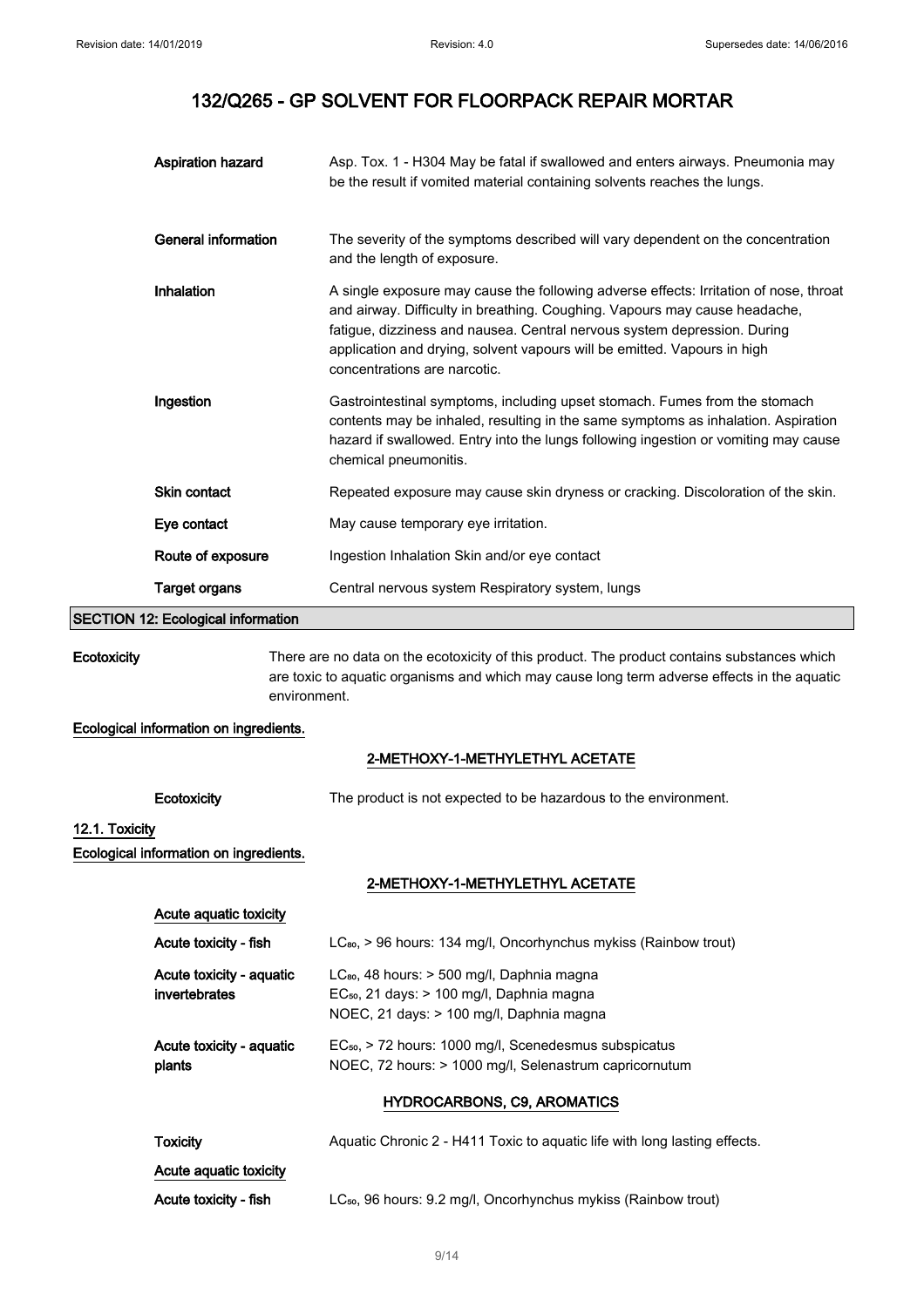| | |
|---|---|
| **Aspiration hazard** | Asp. Tox. 1 - H304 May be fatal if swallowed and enters airways. Pneumonia may be the result if vomited material containing solvents reaches the lungs. |
| **General information** | The severity of the symptoms described will vary dependent on the concentration and the length of exposure. |
| **Inhalation** | A single exposure may cause the following adverse effects: Irritation of nose, throat and airway. Difficulty in breathing. Coughing. Vapours may cause headache, fatigue, dizziness and nausea. Central nervous system depression. During application and drying, solvent vapours will be emitted. Vapours in high concentrations are narcotic. |
| **Ingestion** | Gastrointestinal symptoms, including upset stomach. Fumes from the stomach contents may be inhaled, resulting in the same symptoms as inhalation. Aspiration hazard if swallowed. Entry into the lungs following ingestion or vomiting may cause chemical pneumonitis. |
| **Skin contact** | Repeated exposure may cause skin dryness or cracking. Discoloration of the skin. |
| **Eye contact** | May cause temporary eye irritation. |
| **Route of exposure** | Ingestion Inhalation Skin and/or eye contact |
| **Target organs** | Central nervous system Respiratory system, lungs |

## SECTION 12: Ecological information

**Ecotoxicity** There are no data on the ecotoxicity of this product. The product contains substances which are toxic to aquatic organisms and which may cause long term adverse effects in the aquatic environment.

**Ecological information on ingredients.**

**2-METHOXY-1-METHYLETHYL ACETATE**

**Ecotoxicity** The product is not expected to be hazardous to the environment.

### 12.1. Toxicity

**Ecological information on ingredients.**

**2-METHOXY-1-METHYLETHYL ACETATE**

**Acute aquatic toxicity**

| | |
|---|---|
| **Acute toxicity - fish** | $LC_{50}$, > 96 hours: 134 mg/l, Oncorhynchus mykiss (Rainbow trout) |
| **Acute toxicity - aquatic invertebrates** | $LC_{50}$, 48 hours: > 500 mg/l, Daphnia magna<br>$EC_{50}$, 21 days: > 100 mg/l, Daphnia magna<br>NOEC, 21 days: > 100 mg/l, Daphnia magna |
| **Acute toxicity - aquatic plants** | $EC_{50}$, > 72 hours: 1000 mg/l, Scenedesmus subspicatus<br>NOEC, 72 hours: > 1000 mg/l, Selenastrum capricornutum |

**HYDROCARBONS, C9, AROMATICS**

| | |
|---|---|
| **Toxicity** | Aquatic Chronic 2 - H411 Toxic to aquatic life with long lasting effects. |

**Acute aquatic toxicity**

| | |
|---|---|
| **Acute toxicity - fish** | $LC_{50}$, 96 hours: 9.2 mg/l, Oncorhynchus mykiss (Rainbow trout) |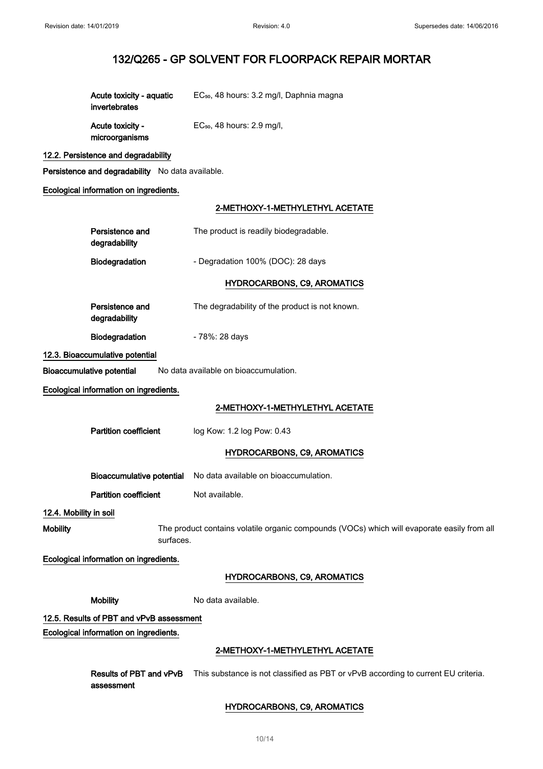| | |
|---|---|
| **Acute toxicity - aquatic invertebrates** | $EC_{50}$, 48 hours: 3.2 mg/l, Daphnia magna |
| **Acute toxicity - microorganisms** | $EC_{50}$, 48 hours: 2.9 mg/l, |

### 12.2. Persistence and degradability

**Persistence and degradability** No data available.

**Ecological information on ingredients.**

#### 2-METHOXY-1-METHYLETHYL ACETATE

| | |
|---|---|
| **Persistence and degradability** | The product is readily biodegradable. |
| **Biodegradation** | - Degradation 100% (DOC): 28 days |

#### HYDROCARBONS, C9, AROMATICS

| | |
|---|---|
| **Persistence and degradability** | The degradability of the product is not known. |
| **Biodegradation** | - 78%: 28 days |

### 12.3. Bioaccumulative potential

**Bioaccumulative potential** No data available on bioaccumulation.

**Ecological information on ingredients.**

#### 2-METHOXY-1-METHYLETHYL ACETATE

| | |
|---|---|
| **Partition coefficient** | log Kow: 1.2 log Pow: 0.43 |

#### HYDROCARBONS, C9, AROMATICS

| | |
|---|---|
| **Bioaccumulative potential** | No data available on bioaccumulation. |
| **Partition coefficient** | Not available. |

### 12.4. Mobility in soil

**Mobility** The product contains volatile organic compounds (VOCs) which will evaporate easily from all surfaces.

**Ecological information on ingredients.**

#### HYDROCARBONS, C9, AROMATICS

| | |
|---|---|
| **Mobility** | No data available. |

### 12.5. Results of PBT and vPvB assessment

**Ecological information on ingredients.**

#### 2-METHOXY-1-METHYLETHYL ACETATE

| | |
|---|---|
| **Results of PBT and vPvB assessment** | This substance is not classified as PBT or vPvB according to current EU criteria. |

#### HYDROCARBONS, C9, AROMATICS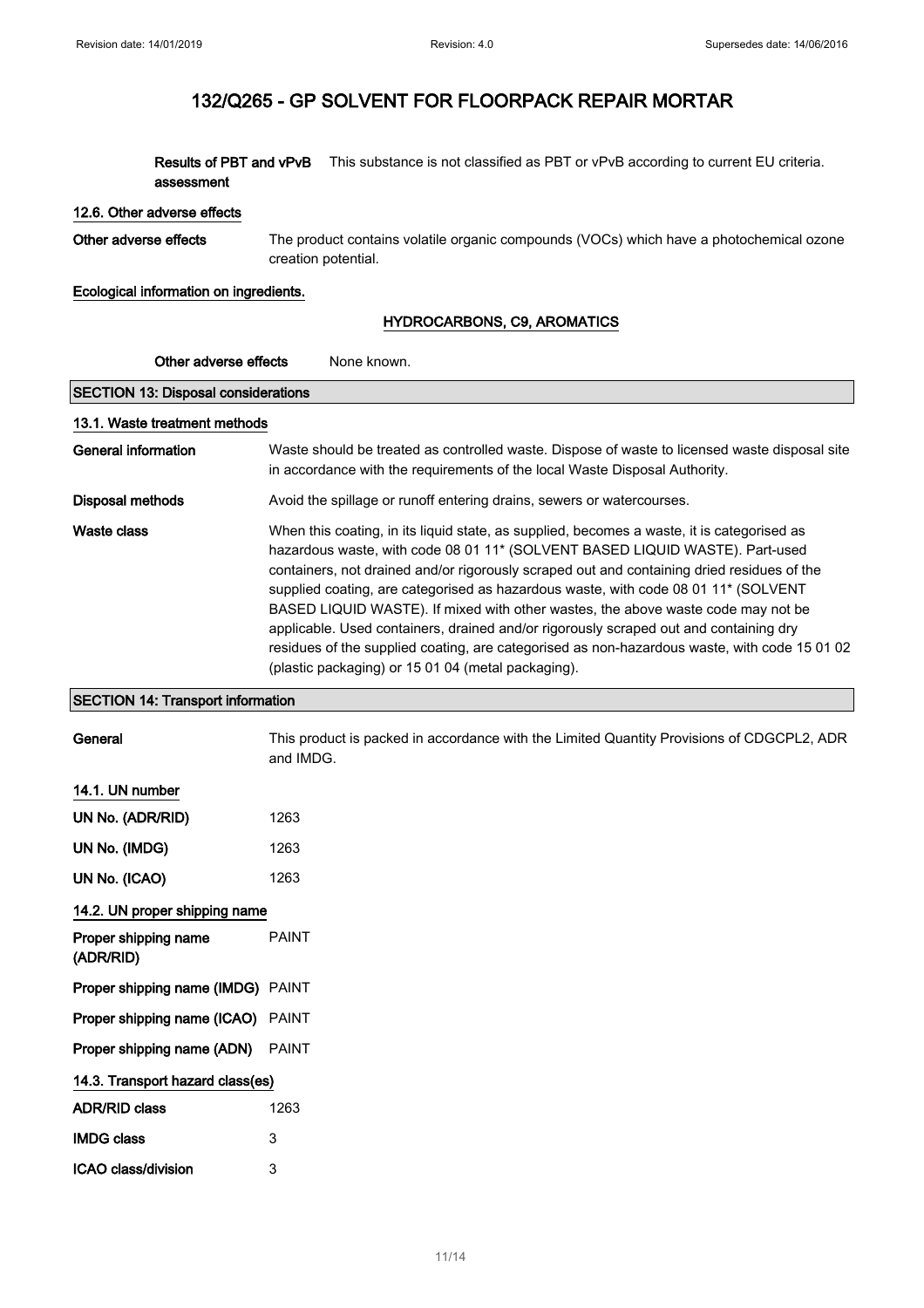# 132/Q265 - GP SOLVENT FOR FLOORPACK REPAIR MORTAR

**Results of PBT and vPvB assessment** This substance is not classified as PBT or vPvB according to current EU criteria.

### 12.6. Other adverse effects

**Other adverse effects** The product contains volatile organic compounds (VOCs) which have a photochemical ozone creation potential.

**Ecological information on ingredients.**

**HYDROCARBONS, C9, AROMATICS**

**Other adverse effects** None known.

## SECTION 13: Disposal considerations

### 13.1. Waste treatment methods

**General information** Waste should be treated as controlled waste. Dispose of waste to licensed waste disposal site in accordance with the requirements of the local Waste Disposal Authority.

**Disposal methods** Avoid the spillage or runoff entering drains, sewers or watercourses.

**Waste class** When this coating, in its liquid state, as supplied, becomes a waste, it is categorised as hazardous waste, with code 08 01 11* (SOLVENT BASED LIQUID WASTE). Part-used containers, not drained and/or rigorously scraped out and containing dried residues of the supplied coating, are categorised as hazardous waste, with code 08 01 11* (SOLVENT BASED LIQUID WASTE). If mixed with other wastes, the above waste code may not be applicable. Used containers, drained and/or rigorously scraped out and containing dry residues of the supplied coating, are categorised as non-hazardous waste, with code 15 01 02 (plastic packaging) or 15 01 04 (metal packaging).

## SECTION 14: Transport information

**General** This product is packed in accordance with the Limited Quantity Provisions of CDGCPL2, ADR and IMDG.

### 14.1. UN number

**UN No. (ADR/RID)** 1263

**UN No. (IMDG)** 1263

**UN No. (ICAO)** 1263

### 14.2. UN proper shipping name

**Proper shipping name (ADR/RID)** PAINT

**Proper shipping name (IMDG)** PAINT

**Proper shipping name (ICAO)** PAINT

**Proper shipping name (ADN)** PAINT

### 14.3. Transport hazard class(es)

**ADR/RID class** 1263

**IMDG class** 3

**ICAO class/division** 3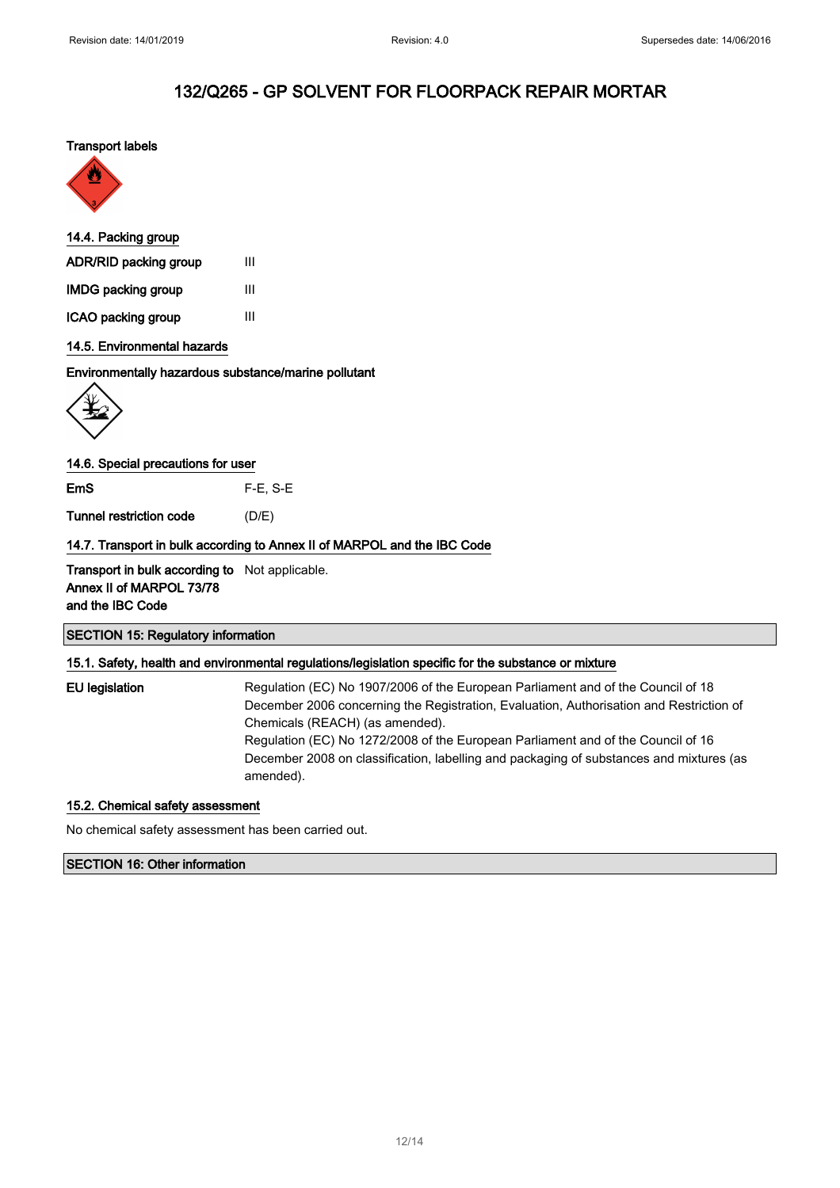**Transport labels**

## 14.4. Packing group

| | |
|---|---|
| **ADR/RID packing group** | III |
| **IMDG packing group** | III |
| **ICAO packing group** | III |

## 14.5. Environmental hazards

**Environmentally hazardous substance/marine pollutant**

## 14.6. Special precautions for user

| | |
|---|---|
| **EmS** | F-E, S-E |
| **Tunnel restriction code** | (D/E) |

## 14.7. Transport in bulk according to Annex II of MARPOL and the IBC Code

| | |
|---|---|
| **Transport in bulk according to Annex II of MARPOL 73/78 and the IBC Code** | Not applicable. |

# SECTION 15: Regulatory information

## 15.1. Safety, health and environmental regulations/legislation specific for the substance or mixture

| | |
|---|---|
| **EU legislation** | Regulation (EC) No 1907/2006 of the European Parliament and of the Council of 18 December 2006 concerning the Registration, Evaluation, Authorisation and Restriction of Chemicals (REACH) (as amended). Regulation (EC) No 1272/2008 of the European Parliament and of the Council of 16 December 2008 on classification, labelling and packaging of substances and mixtures (as amended). |

## 15.2. Chemical safety assessment

No chemical safety assessment has been carried out.

# SECTION 16: Other information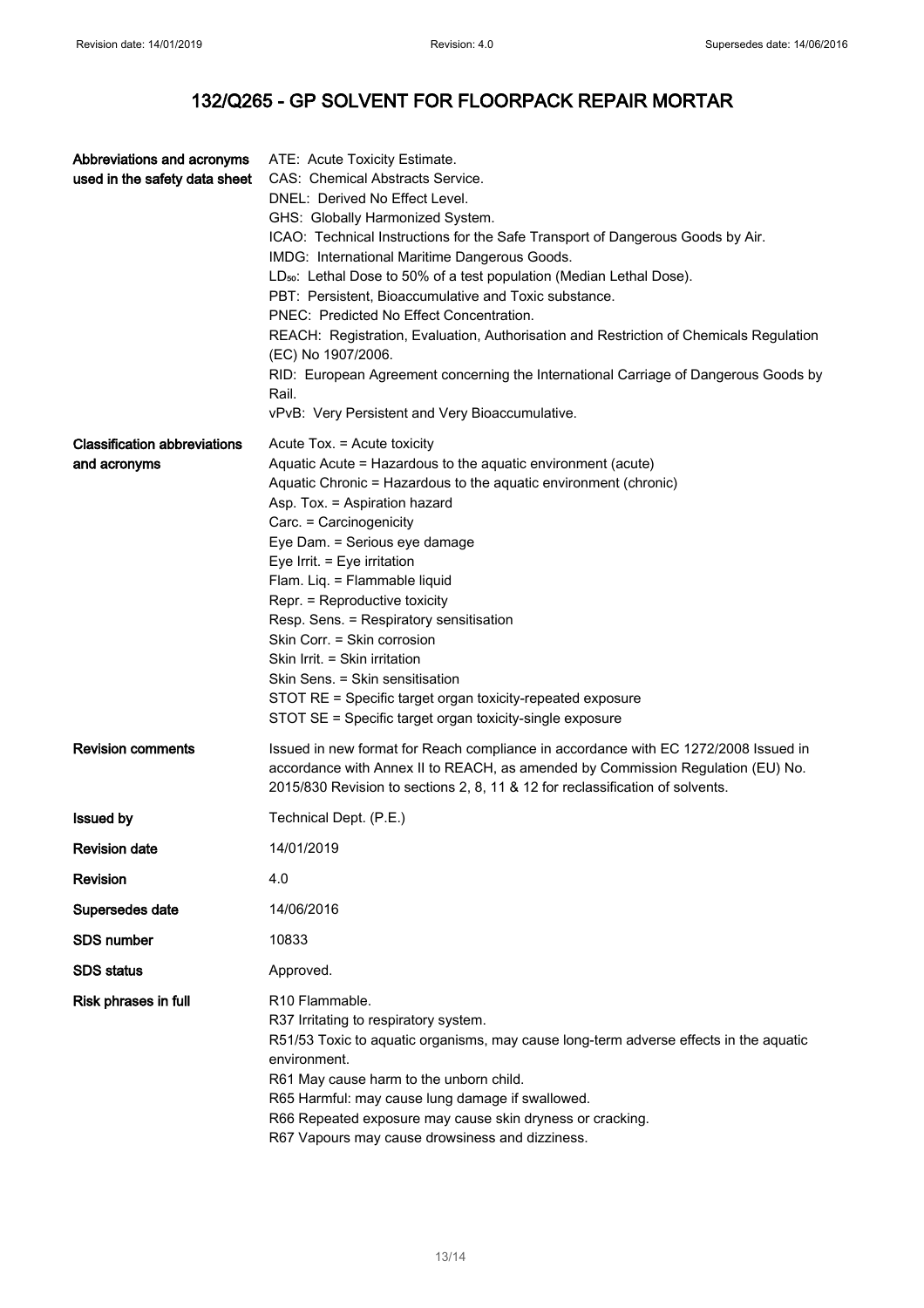# 132/Q265 - GP SOLVENT FOR FLOORPACK REPAIR MORTAR

| | |
|---|---|
| **Abbreviations and acronyms used in the safety data sheet** | ATE: Acute Toxicity Estimate.<br>CAS: Chemical Abstracts Service.<br>DNEL: Derived No Effect Level.<br>GHS: Globally Harmonized System.<br>ICAO: Technical Instructions for the Safe Transport of Dangerous Goods by Air.<br>IMDG: International Maritime Dangerous Goods.<br>$LD_{50}$: Lethal Dose to 50% of a test population (Median Lethal Dose).<br>PBT: Persistent, Bioaccumulative and Toxic substance.<br>PNEC: Predicted No Effect Concentration.<br>REACH: Registration, Evaluation, Authorisation and Restriction of Chemicals Regulation (EC) No 1907/2006.<br>RID: European Agreement concerning the International Carriage of Dangerous Goods by Rail.<br>vPvB: Very Persistent and Very Bioaccumulative. |
| **Classification abbreviations and acronyms** | Acute Tox. = Acute toxicity<br>Aquatic Acute = Hazardous to the aquatic environment (acute)<br>Aquatic Chronic = Hazardous to the aquatic environment (chronic)<br>Asp. Tox. = Aspiration hazard<br>Carc. = Carcinogenicity<br>Eye Dam. = Serious eye damage<br>Eye Irrit. = Eye irritation<br>Flam. Liq. = Flammable liquid<br>Repr. = Reproductive toxicity<br>Resp. Sens. = Respiratory sensitisation<br>Skin Corr. = Skin corrosion<br>Skin Irrit. = Skin irritation<br>Skin Sens. = Skin sensitisation<br>STOT RE = Specific target organ toxicity-repeated exposure<br>STOT SE = Specific target organ toxicity-single exposure |
| **Revision comments** | Issued in new format for Reach compliance in accordance with EC 1272/2008 Issued in accordance with Annex II to REACH, as amended by Commission Regulation (EU) No. 2015/830 Revision to sections 2, 8, 11 & 12 for reclassification of solvents. |
| **Issued by** | Technical Dept. (P.E.) |
| **Revision date** | 14/01/2019 |
| **Revision** | 4.0 |
| **Supersedes date** | 14/06/2016 |
| **SDS number** | 10833 |
| **SDS status** | Approved. |
| **Risk phrases in full** | R10 Flammable.<br>R37 Irritating to respiratory system.<br>R51/53 Toxic to aquatic organisms, may cause long-term adverse effects in the aquatic environment.<br>R61 May cause harm to the unborn child.<br>R65 Harmful: may cause lung damage if swallowed.<br>R66 Repeated exposure may cause skin dryness or cracking.<br>R67 Vapours may cause drowsiness and dizziness. |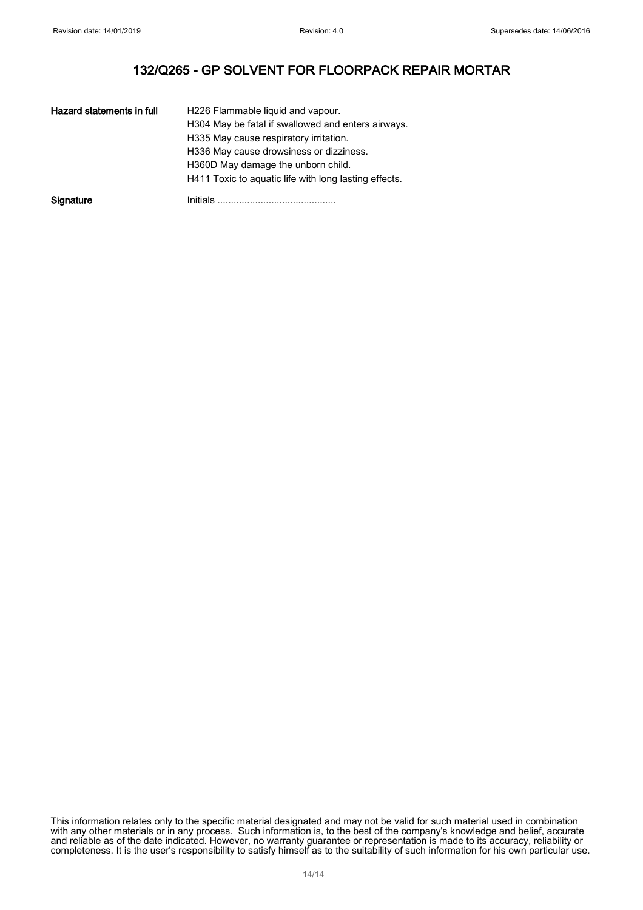| | |
|---|---|
| **Hazard statements in full** | H226 Flammable liquid and vapour.<br>H304 May be fatal if swallowed and enters airways.<br>H335 May cause respiratory irritation.<br>H336 May cause drowsiness or dizziness.<br>H360D May damage the unborn child.<br>H411 Toxic to aquatic life with long lasting effects. |
| **Signature** | Initials ........................................... |

This information relates only to the specific material designated and may not be valid for such material used in combination with any other materials or in any process. Such information is, to the best of the company's knowledge and belief, accurate and reliable as of the date indicated. However, no warranty guarantee or representation is made to its accuracy, reliability or completeness. It is the user's responsibility to satisfy himself as to the suitability of such information for his own particular use.